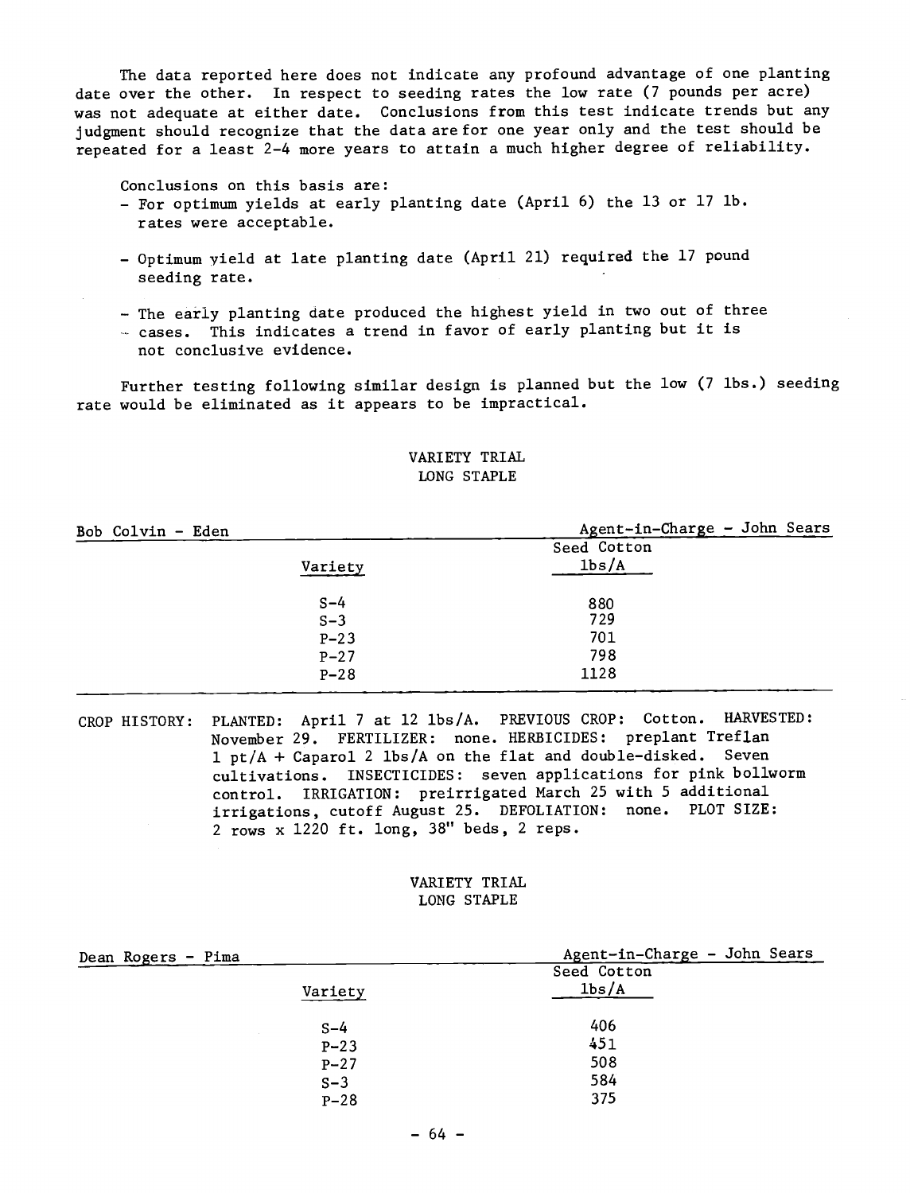The data reported here does not indicate any profound advantage of one planting date over the other. In respect to seeding rates the low rate (7 pounds per acre) was not adequate at either date. Conclusions from this test indicate trends but any judgment should recognize that the data are for one year only and the test should be repeated for a least 2-4 more years to attain a much higher degree of reliability.

Conclusions on this basis are:

- For optimum yields at early planting date (April 6) the 13 or 17 lb. rates were acceptable.
- Optimum yield at late planting date (April 21) required the 17 pound seeding rate.
- The early planting date produced the highest yield in two out of three cases. This indicates a trend in favor of early planting but it is not conclusive evidence.

Further testing following similar design is planned but the low (7 lbs.) seeding rate would be eliminated as it appears to be impractical.

## VARIETY TRIAL
### LONG STAPLE

Bob Colvin - Eden — Agent-in-Charge - John Sears

| Variety | Seed Cotton lbs/A |
|---|---|
| S-4 | 880 |
| S-3 | 729 |
| P-23 | 701 |
| P-27 | 798 |
| P-28 | 1128 |

CROP HISTORY: PLANTED: April 7 at 12 lbs/A. PREVIOUS CROP: Cotton. HARVESTED: November 29. FERTILIZER: none. HERBICIDES: preplant Treflan 1 pt/A + Caparol 2 lbs/A on the flat and double-disked. Seven cultivations. INSECTICIDES: seven applications for pink bollworm control. IRRIGATION: preirrigated March 25 with 5 additional irrigations, cutoff August 25. DEFOLIATION: none. PLOT SIZE: 2 rows x 1220 ft. long, 38" beds, 2 reps.

## VARIETY TRIAL
### LONG STAPLE

Dean Rogers - Pima — Agent-in-Charge - John Sears

| Variety | Seed Cotton lbs/A |
|---|---|
| S-4 | 406 |
| P-23 | 451 |
| P-27 | 508 |
| S-3 | 584 |
| P-28 | 375 |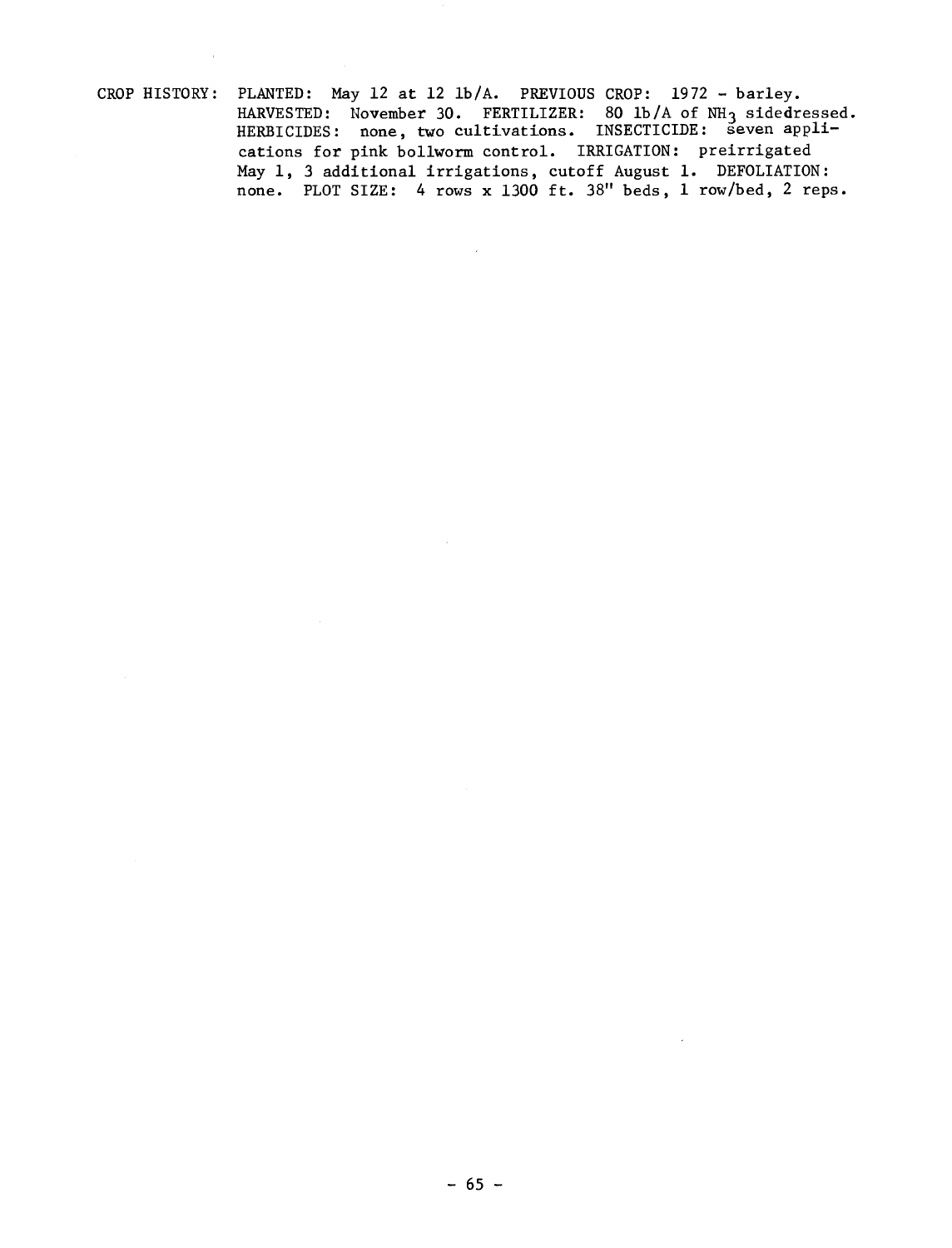CROP HISTORY: PLANTED: May 12 at 12 lb/A. PREVIOUS CROP: 1972 - barley. HARVESTED: November 30. FERTILIZER: 80 lb/A of $NH_3$ sidedressed. HERBICIDES: none, two cultivations. INSECTICIDE: seven applications for pink bollworm control. IRRIGATION: preirrigated May 1, 3 additional irrigations, cutoff August 1. DEFOLIATION: none. PLOT SIZE: 4 rows x 1300 ft. 38" beds, 1 row/bed, 2 reps.